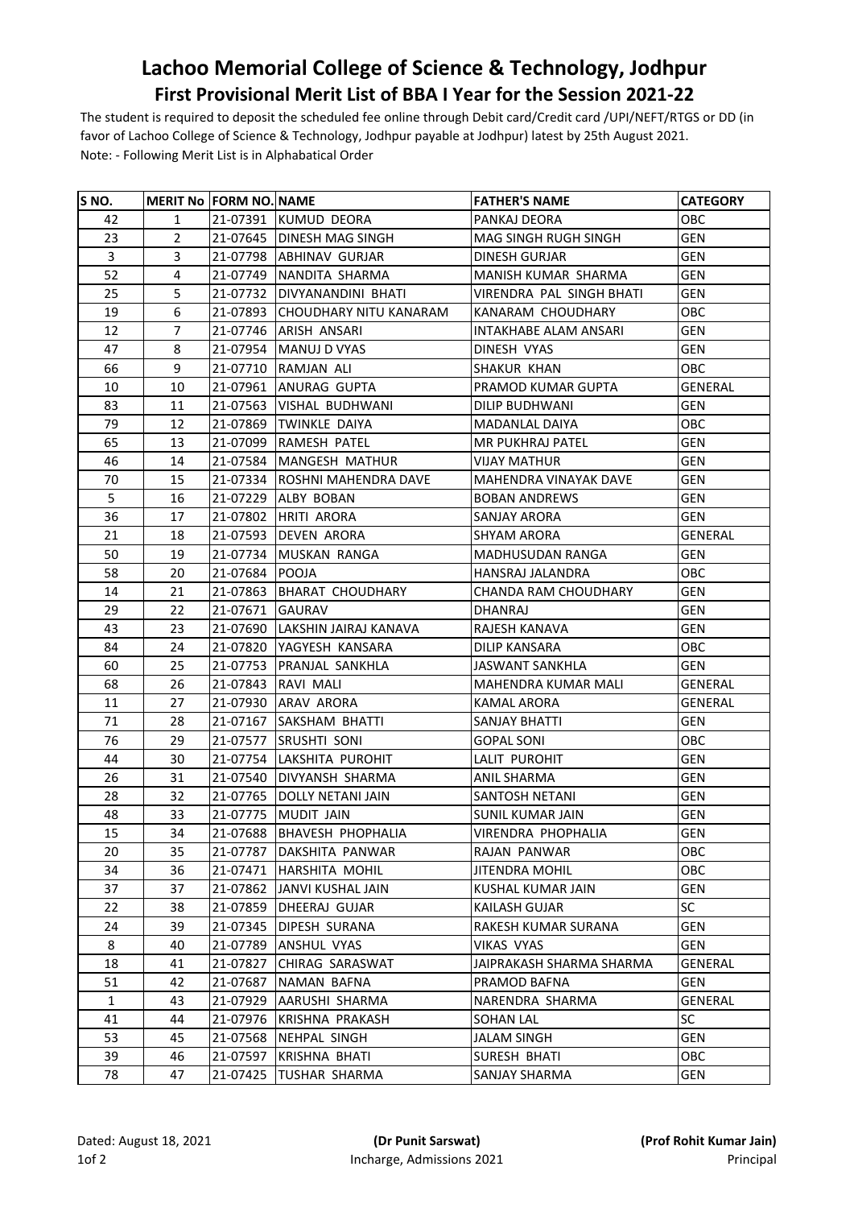# Lachoo Memorial College of Science & Technology, Jodhpur

## First Provisional Merit List of BBA I Year for the Session 2021-22

The student is required to deposit the scheduled fee online through Debit card/Credit card /UPI/NEFT/RTGS or DD (in favor of Lachoo College of Science & Technology, Jodhpur payable at Jodhpur) latest by 25th August 2021.

Note: - Following Merit List is in Alphabatical Order

| S NO. | MERIT No | FORM NO. | NAME | FATHER'S NAME | CATEGORY |
|---|---|---|---|---|---|
| 42 | 1 | 21-07391 | KUMUD DEORA | PANKAJ DEORA | OBC |
| 23 | 2 | 21-07645 | DINESH MAG SINGH | MAG SINGH RUGH SINGH | GEN |
| 3 | 3 | 21-07798 | ABHINAV GURJAR | DINESH GURJAR | GEN |
| 52 | 4 | 21-07749 | NANDITA SHARMA | MANISH KUMAR SHARMA | GEN |
| 25 | 5 | 21-07732 | DIVYANANDINI BHATI | VIRENDRA PAL SINGH BHATI | GEN |
| 19 | 6 | 21-07893 | CHOUDHARY NITU KANARAM | KANARAM CHOUDHARY | OBC |
| 12 | 7 | 21-07746 | ARISH ANSARI | INTAKHABE ALAM ANSARI | GEN |
| 47 | 8 | 21-07954 | MANUJ D VYAS | DINESH VYAS | GEN |
| 66 | 9 | 21-07710 | RAMJAN ALI | SHAKUR KHAN | OBC |
| 10 | 10 | 21-07961 | ANURAG GUPTA | PRAMOD KUMAR GUPTA | GENERAL |
| 83 | 11 | 21-07563 | VISHAL BUDHWANI | DILIP BUDHWANI | GEN |
| 79 | 12 | 21-07869 | TWINKLE DAIYA | MADANLAL DAIYA | OBC |
| 65 | 13 | 21-07099 | RAMESH PATEL | MR PUKHRAJ PATEL | GEN |
| 46 | 14 | 21-07584 | MANGESH MATHUR | VIJAY MATHUR | GEN |
| 70 | 15 | 21-07334 | ROSHNI MAHENDRA DAVE | MAHENDRA VINAYAK DAVE | GEN |
| 5 | 16 | 21-07229 | ALBY BOBAN | BOBAN ANDREWS | GEN |
| 36 | 17 | 21-07802 | HRITI ARORA | SANJAY ARORA | GEN |
| 21 | 18 | 21-07593 | DEVEN ARORA | SHYAM ARORA | GENERAL |
| 50 | 19 | 21-07734 | MUSKAN RANGA | MADHUSUDAN RANGA | GEN |
| 58 | 20 | 21-07684 | POOJA | HANSRAJ JALANDRA | OBC |
| 14 | 21 | 21-07863 | BHARAT CHOUDHARY | CHANDA RAM CHOUDHARY | GEN |
| 29 | 22 | 21-07671 | GAURAV | DHANRAJ | GEN |
| 43 | 23 | 21-07690 | LAKSHIN JAIRAJ KANAVA | RAJESH KANAVA | GEN |
| 84 | 24 | 21-07820 | YAGYESH KANSARA | DILIP KANSARA | OBC |
| 60 | 25 | 21-07753 | PRANJAL SANKHLA | JASWANT SANKHLA | GEN |
| 68 | 26 | 21-07843 | RAVI MALI | MAHENDRA KUMAR MALI | GENERAL |
| 11 | 27 | 21-07930 | ARAV ARORA | KAMAL ARORA | GENERAL |
| 71 | 28 | 21-07167 | SAKSHAM BHATTI | SANJAY BHATTI | GEN |
| 76 | 29 | 21-07577 | SRUSHTI SONI | GOPAL SONI | OBC |
| 44 | 30 | 21-07754 | LAKSHITA PUROHIT | LALIT PUROHIT | GEN |
| 26 | 31 | 21-07540 | DIVYANSH SHARMA | ANIL SHARMA | GEN |
| 28 | 32 | 21-07765 | DOLLY NETANI JAIN | SANTOSH NETANI | GEN |
| 48 | 33 | 21-07775 | MUDIT JAIN | SUNIL KUMAR JAIN | GEN |
| 15 | 34 | 21-07688 | BHAVESH PHOPHALIA | VIRENDRA PHOPHALIA | GEN |
| 20 | 35 | 21-07787 | DAKSHITA PANWAR | RAJAN PANWAR | OBC |
| 34 | 36 | 21-07471 | HARSHITA MOHIL | JITENDRA MOHIL | OBC |
| 37 | 37 | 21-07862 | JANVI KUSHAL JAIN | KUSHAL KUMAR JAIN | GEN |
| 22 | 38 | 21-07859 | DHEERAJ GUJAR | KAILASH GUJAR | SC |
| 24 | 39 | 21-07345 | DIPESH SURANA | RAKESH KUMAR SURANA | GEN |
| 8 | 40 | 21-07789 | ANSHUL VYAS | VIKAS VYAS | GEN |
| 18 | 41 | 21-07827 | CHIRAG SARASWAT | JAIPRAKASH SHARMA SHARMA | GENERAL |
| 51 | 42 | 21-07687 | NAMAN BAFNA | PRAMOD BAFNA | GEN |
| 1 | 43 | 21-07929 | AARUSHI SHARMA | NARENDRA SHARMA | GENERAL |
| 41 | 44 | 21-07976 | KRISHNA PRAKASH | SOHAN LAL | SC |
| 53 | 45 | 21-07568 | NEHPAL SINGH | JALAM SINGH | GEN |
| 39 | 46 | 21-07597 | KRISHNA BHATI | SURESH BHATI | OBC |
| 78 | 47 | 21-07425 | TUSHAR SHARMA | SANJAY SHARMA | GEN |

Dated: August 18, 2021

**(Dr Punit Sarswat)**
Incharge, Admissions 2021

**(Prof Rohit Kumar Jain)**
Principal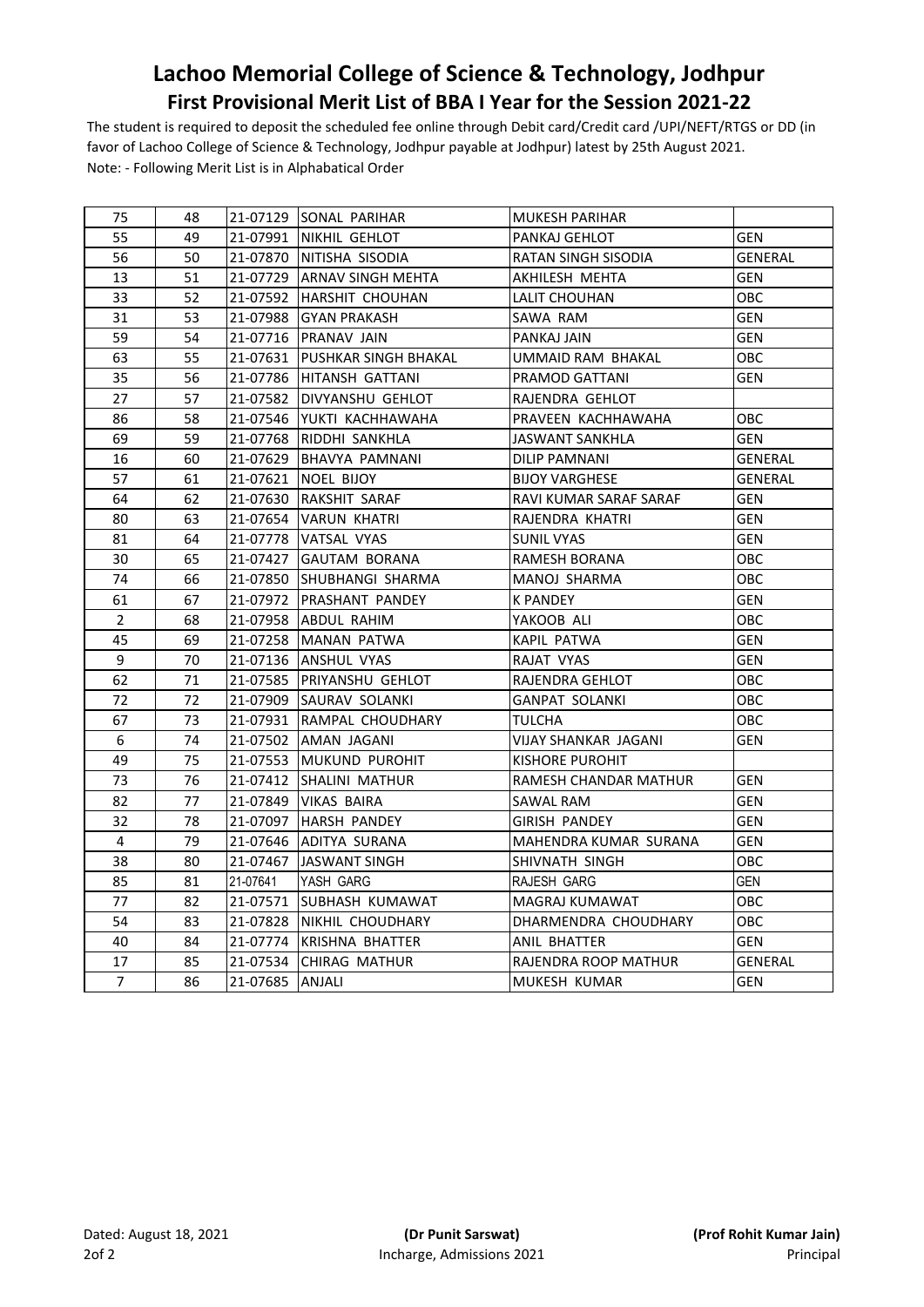# Lachoo Memorial College of Science & Technology, Jodhpur

## First Provisional Merit List of BBA I Year for the Session 2021-22

The student is required to deposit the scheduled fee online through Debit card/Credit card /UPI/NEFT/RTGS or DD (in favor of Lachoo College of Science & Technology, Jodhpur payable at Jodhpur) latest by 25th August 2021.

Note: - Following Merit List is in Alphabatical Order

| | | | | | |
|---|---|---|---|---|---|
| 75 | 48 | 21-07129 | SONAL PARIHAR | MUKESH PARIHAR | |
| 55 | 49 | 21-07991 | NIKHIL GEHLOT | PANKAJ GEHLOT | GEN |
| 56 | 50 | 21-07870 | NITISHA SISODIA | RATAN SINGH SISODIA | GENERAL |
| 13 | 51 | 21-07729 | ARNAV SINGH MEHTA | AKHILESH MEHTA | GEN |
| 33 | 52 | 21-07592 | HARSHIT CHOUHAN | LALIT CHOUHAN | OBC |
| 31 | 53 | 21-07988 | GYAN PRAKASH | SAWA RAM | GEN |
| 59 | 54 | 21-07716 | PRANAV JAIN | PANKAJ JAIN | GEN |
| 63 | 55 | 21-07631 | PUSHKAR SINGH BHAKAL | UMMAID RAM BHAKAL | OBC |
| 35 | 56 | 21-07786 | HITANSH GATTANI | PRAMOD GATTANI | GEN |
| 27 | 57 | 21-07582 | DIVYANSHU GEHLOT | RAJENDRA GEHLOT | |
| 86 | 58 | 21-07546 | YUKTI KACHHAWAHA | PRAVEEN KACHHAWAHA | OBC |
| 69 | 59 | 21-07768 | RIDDHI SANKHLA | JASWANT SANKHLA | GEN |
| 16 | 60 | 21-07629 | BHAVYA PAMNANI | DILIP PAMNANI | GENERAL |
| 57 | 61 | 21-07621 | NOEL BIJOY | BIJOY VARGHESE | GENERAL |
| 64 | 62 | 21-07630 | RAKSHIT SARAF | RAVI KUMAR SARAF SARAF | GEN |
| 80 | 63 | 21-07654 | VARUN KHATRI | RAJENDRA KHATRI | GEN |
| 81 | 64 | 21-07778 | VATSAL VYAS | SUNIL VYAS | GEN |
| 30 | 65 | 21-07427 | GAUTAM BORANA | RAMESH BORANA | OBC |
| 74 | 66 | 21-07850 | SHUBHANGI SHARMA | MANOJ SHARMA | OBC |
| 61 | 67 | 21-07972 | PRASHANT PANDEY | K PANDEY | GEN |
| 2 | 68 | 21-07958 | ABDUL RAHIM | YAKOOB ALI | OBC |
| 45 | 69 | 21-07258 | MANAN PATWA | KAPIL PATWA | GEN |
| 9 | 70 | 21-07136 | ANSHUL VYAS | RAJAT VYAS | GEN |
| 62 | 71 | 21-07585 | PRIYANSHU GEHLOT | RAJENDRA GEHLOT | OBC |
| 72 | 72 | 21-07909 | SAURAV SOLANKI | GANPAT SOLANKI | OBC |
| 67 | 73 | 21-07931 | RAMPAL CHOUDHARY | TULCHA | OBC |
| 6 | 74 | 21-07502 | AMAN JAGANI | VIJAY SHANKAR JAGANI | GEN |
| 49 | 75 | 21-07553 | MUKUND PUROHIT | KISHORE PUROHIT | |
| 73 | 76 | 21-07412 | SHALINI MATHUR | RAMESH CHANDAR MATHUR | GEN |
| 82 | 77 | 21-07849 | VIKAS BAIRA | SAWAL RAM | GEN |
| 32 | 78 | 21-07097 | HARSH PANDEY | GIRISH PANDEY | GEN |
| 4 | 79 | 21-07646 | ADITYA SURANA | MAHENDRA KUMAR SURANA | GEN |
| 38 | 80 | 21-07467 | JASWANT SINGH | SHIVNATH SINGH | OBC |
| 85 | 81 | 21-07641 | YASH GARG | RAJESH GARG | GEN |
| 77 | 82 | 21-07571 | SUBHASH KUMAWAT | MAGRAJ KUMAWAT | OBC |
| 54 | 83 | 21-07828 | NIKHIL CHOUDHARY | DHARMENDRA CHOUDHARY | OBC |
| 40 | 84 | 21-07774 | KRISHNA BHATTER | ANIL BHATTER | GEN |
| 17 | 85 | 21-07534 | CHIRAG MATHUR | RAJENDRA ROOP MATHUR | GENERAL |
| 7 | 86 | 21-07685 | ANJALI | MUKESH KUMAR | GEN |

Dated: August 18, 2021

**(Dr Punit Sarswat)**
Incharge, Admissions 2021

**(Prof Rohit Kumar Jain)**
Principal